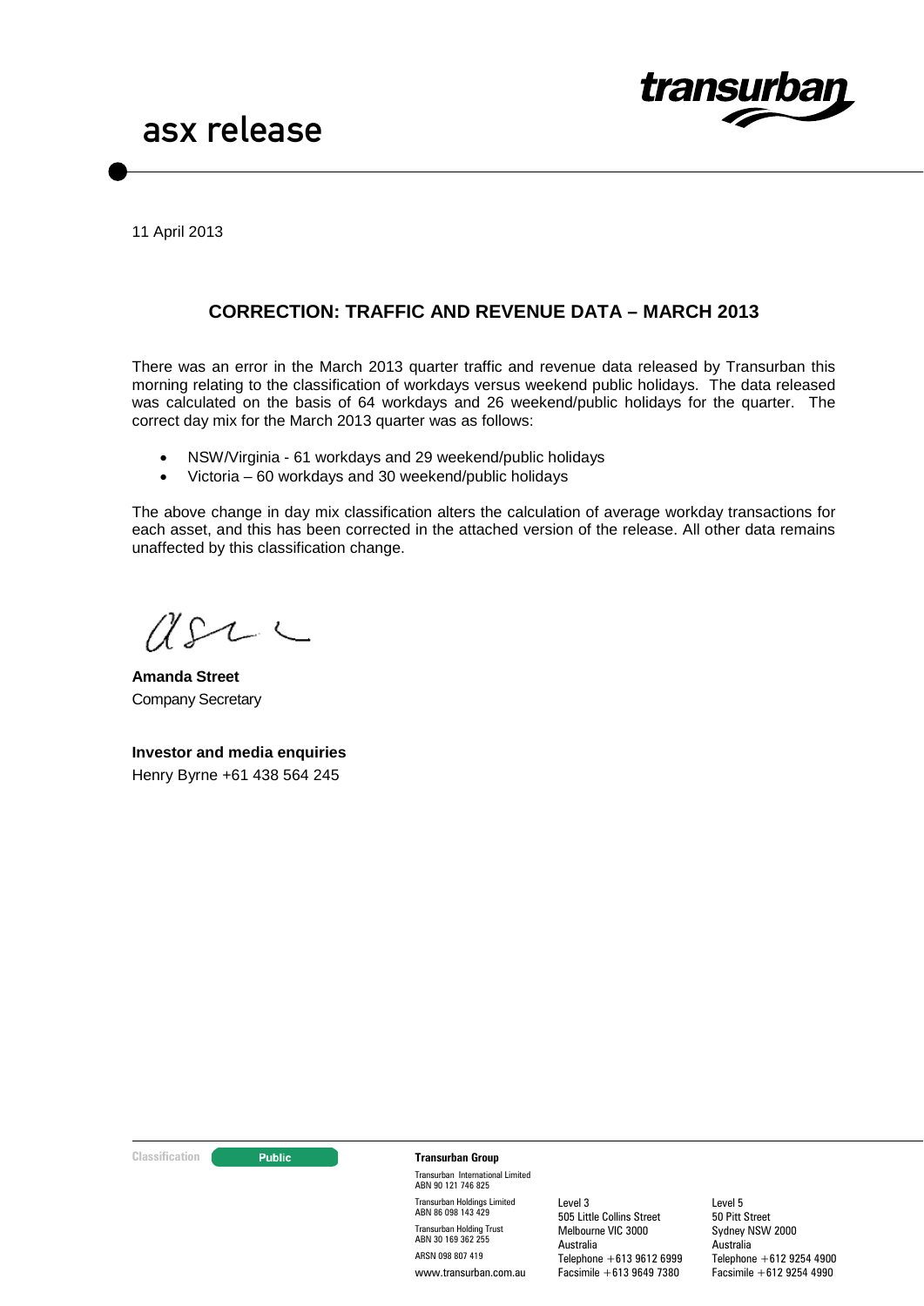asx release

11 April 2013

## CORRECTION: TRAFFIC AND REVENUE DATA – MARCH 2013

There was an error in the March 2013 quarter traffic and revenue data released by Transurban this morning relating to the classification of workdays versus weekend public holidays. The data released was calculated on the basis of 64 workdays and 26 weekend/public holidays for the quarter. The correct day mix for the March 2013 quarter was as follows:

- NSW/Virginia - 61 workdays and 29 weekend/public holidays
- Victoria – 60 workdays and 30 weekend/public holidays

The above change in day mix classification alters the calculation of average workday transactions for each asset, and this has been corrected in the attached version of the release. All other data remains unaffected by this classification change.

**Amanda Street**
Company Secretary

**Investor and media enquiries**
Henry Byrne +61 438 564 245

Classification: Public

**Transurban Group**

Transurban International Limited
ABN 90 121 746 825

Transurban Holdings Limited
ABN 86 098 143 429

Transurban Holding Trust
ABN 30 169 362 255

ARSN 098 807 419

www.transurban.com.au

Level 3
505 Little Collins Street
Melbourne VIC 3000
Australia
Telephone +613 9612 6999
Facsimile +613 9649 7380

Level 5
50 Pitt Street
Sydney NSW 2000
Australia
Telephone +612 9254 4900
Facsimile +612 9254 4990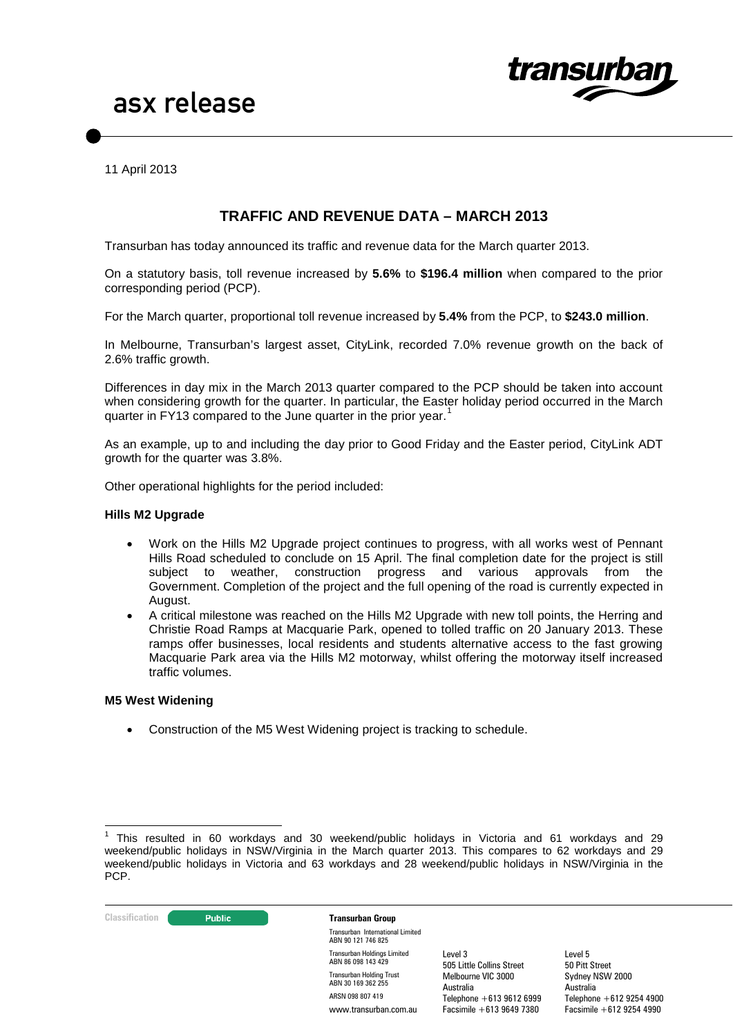# asx release

11 April 2013

## TRAFFIC AND REVENUE DATA – MARCH 2013

Transurban has today announced its traffic and revenue data for the March quarter 2013.

On a statutory basis, toll revenue increased by **5.6%** to **$196.4 million** when compared to the prior corresponding period (PCP).

For the March quarter, proportional toll revenue increased by **5.4%** from the PCP, to **$243.0 million**.

In Melbourne, Transurban's largest asset, CityLink, recorded 7.0% revenue growth on the back of 2.6% traffic growth.

Differences in day mix in the March 2013 quarter compared to the PCP should be taken into account when considering growth for the quarter. In particular, the Easter holiday period occurred in the March quarter in FY13 compared to the June quarter in the prior year.[1]

As an example, up to and including the day prior to Good Friday and the Easter period, CityLink ADT growth for the quarter was 3.8%.

Other operational highlights for the period included:

**Hills M2 Upgrade**

- Work on the Hills M2 Upgrade project continues to progress, with all works west of Pennant Hills Road scheduled to conclude on 15 April. The final completion date for the project is still subject to weather, construction progress and various approvals from the Government. Completion of the project and the full opening of the road is currently expected in August.
- A critical milestone was reached on the Hills M2 Upgrade with new toll points, the Herring and Christie Road Ramps at Macquarie Park, opened to tolled traffic on 20 January 2013. These ramps offer businesses, local residents and students alternative access to the fast growing Macquarie Park area via the Hills M2 motorway, whilst offering the motorway itself increased traffic volumes.

**M5 West Widening**

- Construction of the M5 West Widening project is tracking to schedule.

[1] This resulted in 60 workdays and 30 weekend/public holidays in Victoria and 61 workdays and 29 weekend/public holidays in NSW/Virginia in the March quarter 2013. This compares to 62 workdays and 29 weekend/public holidays in Victoria and 63 workdays and 28 weekend/public holidays in NSW/Virginia in the PCP.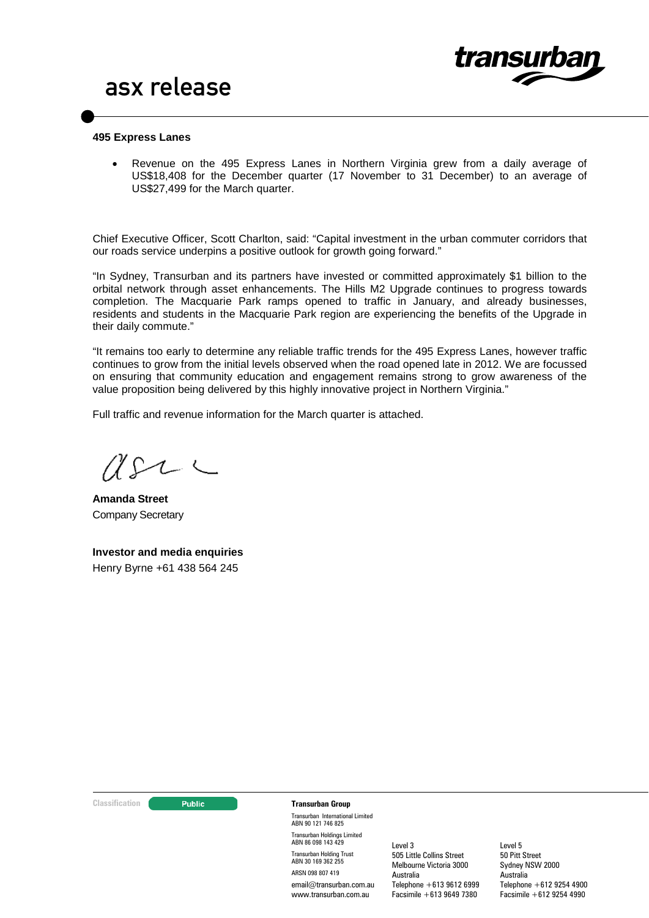**495 Express Lanes**

- Revenue on the 495 Express Lanes in Northern Virginia grew from a daily average of US$18,408 for the December quarter (17 November to 31 December) to an average of US$27,499 for the March quarter.

Chief Executive Officer, Scott Charlton, said: "Capital investment in the urban commuter corridors that our roads service underpins a positive outlook for growth going forward."

"In Sydney, Transurban and its partners have invested or committed approximately $1 billion to the orbital network through asset enhancements. The Hills M2 Upgrade continues to progress towards completion. The Macquarie Park ramps opened to traffic in January, and already businesses, residents and students in the Macquarie Park region are experiencing the benefits of the Upgrade in their daily commute."

"It remains too early to determine any reliable traffic trends for the 495 Express Lanes, however traffic continues to grow from the initial levels observed when the road opened late in 2012. We are focussed on ensuring that community education and engagement remains strong to grow awareness of the value proposition being delivered by this highly innovative project in Northern Virginia."

Full traffic and revenue information for the March quarter is attached.

**Amanda Street**
Company Secretary

**Investor and media enquiries**
Henry Byrne +61 438 564 245

**Transurban Group**

Transurban International Limited
ABN 90 121 746 825

Transurban Holdings Limited
ABN 86 098 143 429

Transurban Holding Trust
ABN 30 169 362 255

ARSN 098 807 419

email@transurban.com.au
www.transurban.com.au

Level 3
505 Little Collins Street
Melbourne Victoria 3000
Australia
Telephone +613 9612 6999
Facsimile +613 9649 7380

Level 5
50 Pitt Street
Sydney NSW 2000
Australia
Telephone +612 9254 4900
Facsimile +612 9254 4990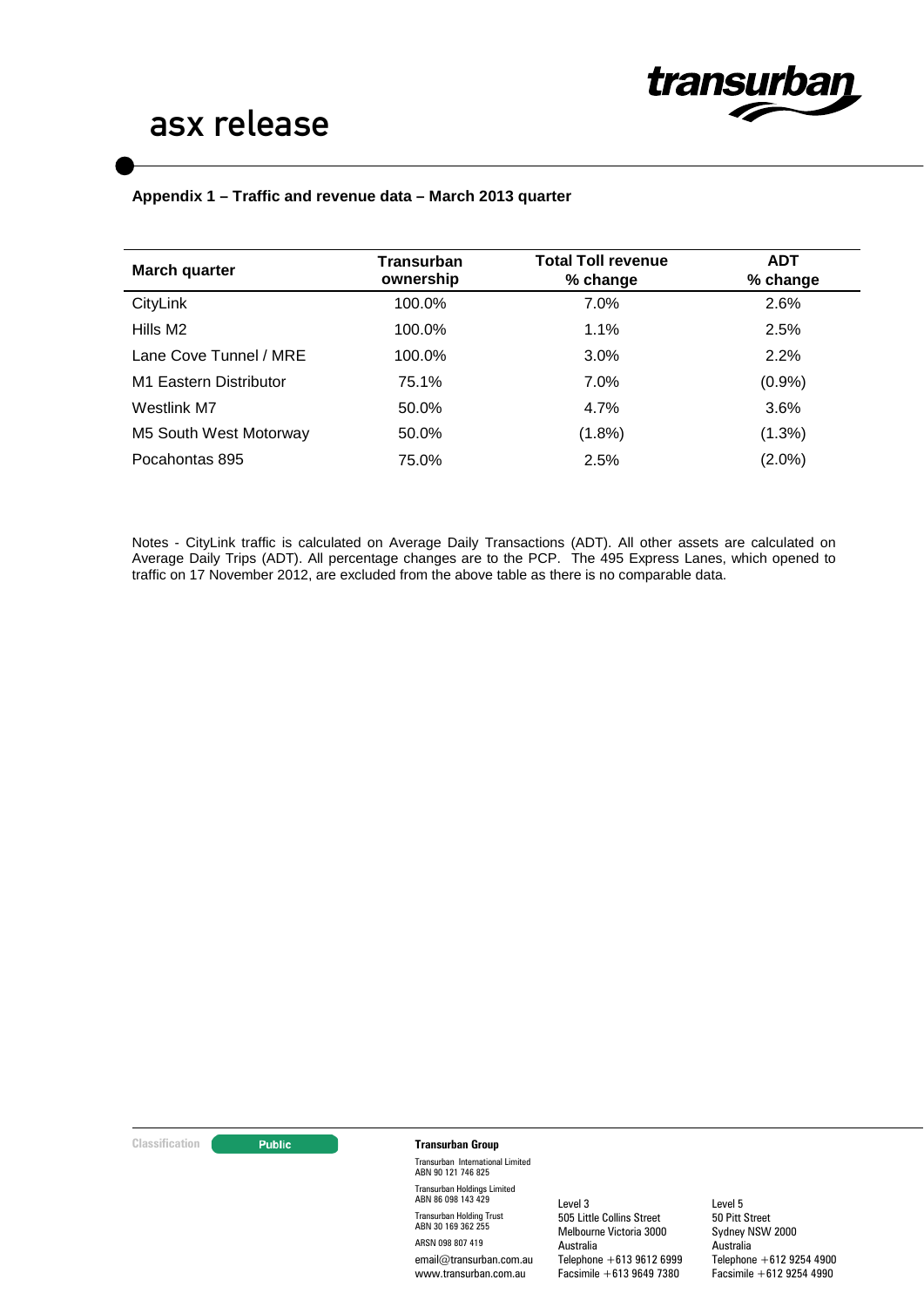**Appendix 1 – Traffic and revenue data – March 2013 quarter**

| March quarter | Transurban ownership | Total Toll revenue % change | ADT % change |
|---|---|---|---|
| CityLink | 100.0% | 7.0% | 2.6% |
| Hills M2 | 100.0% | 1.1% | 2.5% |
| Lane Cove Tunnel / MRE | 100.0% | 3.0% | 2.2% |
| M1 Eastern Distributor | 75.1% | 7.0% | (0.9%) |
| Westlink M7 | 50.0% | 4.7% | 3.6% |
| M5 South West Motorway | 50.0% | (1.8%) | (1.3%) |
| Pocahontas 895 | 75.0% | 2.5% | (2.0%) |

Notes - CityLink traffic is calculated on Average Daily Transactions (ADT). All other assets are calculated on Average Daily Trips (ADT). All percentage changes are to the PCP. The 495 Express Lanes, which opened to traffic on 17 November 2012, are excluded from the above table as there is no comparable data.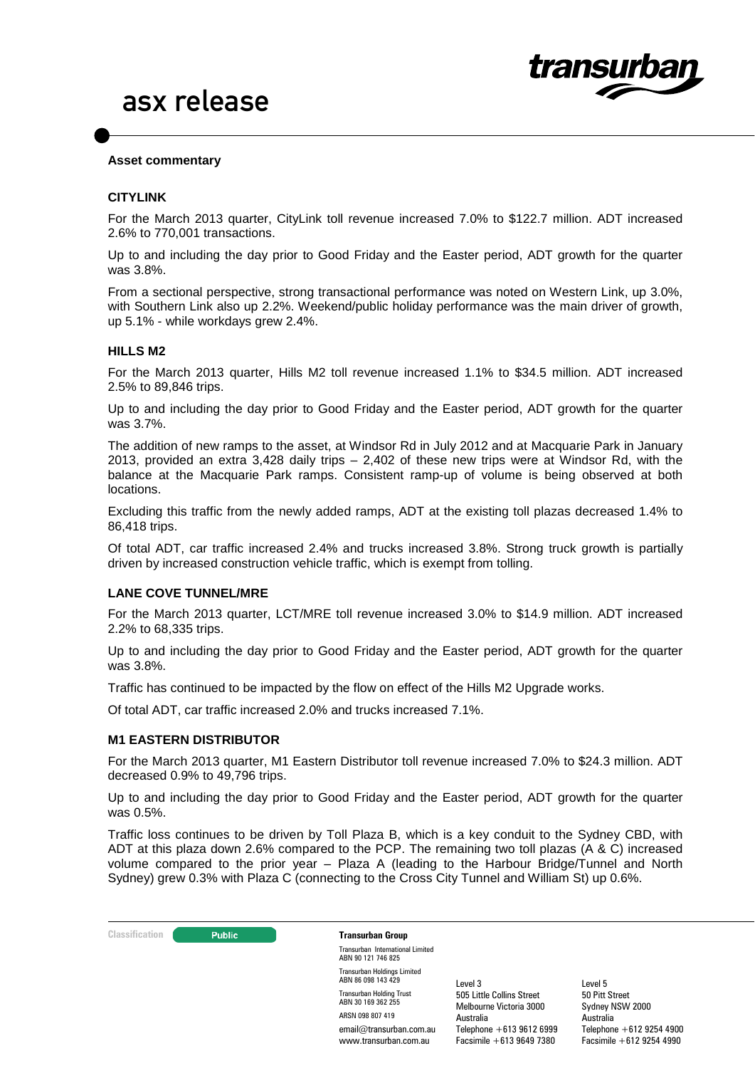### Asset commentary

### CITYLINK

For the March 2013 quarter, CityLink toll revenue increased 7.0% to $122.7 million. ADT increased 2.6% to 770,001 transactions.

Up to and including the day prior to Good Friday and the Easter period, ADT growth for the quarter was 3.8%.

From a sectional perspective, strong transactional performance was noted on Western Link, up 3.0%, with Southern Link also up 2.2%. Weekend/public holiday performance was the main driver of growth, up 5.1% - while workdays grew 2.4%.

### HILLS M2

For the March 2013 quarter, Hills M2 toll revenue increased 1.1% to $34.5 million. ADT increased 2.5% to 89,846 trips.

Up to and including the day prior to Good Friday and the Easter period, ADT growth for the quarter was 3.7%.

The addition of new ramps to the asset, at Windsor Rd in July 2012 and at Macquarie Park in January 2013, provided an extra 3,428 daily trips – 2,402 of these new trips were at Windsor Rd, with the balance at the Macquarie Park ramps. Consistent ramp-up of volume is being observed at both locations.

Excluding this traffic from the newly added ramps, ADT at the existing toll plazas decreased 1.4% to 86,418 trips.

Of total ADT, car traffic increased 2.4% and trucks increased 3.8%. Strong truck growth is partially driven by increased construction vehicle traffic, which is exempt from tolling.

### LANE COVE TUNNEL/MRE

For the March 2013 quarter, LCT/MRE toll revenue increased 3.0% to $14.9 million. ADT increased 2.2% to 68,335 trips.

Up to and including the day prior to Good Friday and the Easter period, ADT growth for the quarter was 3.8%.

Traffic has continued to be impacted by the flow on effect of the Hills M2 Upgrade works.

Of total ADT, car traffic increased 2.0% and trucks increased 7.1%.

### M1 EASTERN DISTRIBUTOR

For the March 2013 quarter, M1 Eastern Distributor toll revenue increased 7.0% to $24.3 million. ADT decreased 0.9% to 49,796 trips.

Up to and including the day prior to Good Friday and the Easter period, ADT growth for the quarter was 0.5%.

Traffic loss continues to be driven by Toll Plaza B, which is a key conduit to the Sydney CBD, with ADT at this plaza down 2.6% compared to the PCP. The remaining two toll plazas (A & C) increased volume compared to the prior year – Plaza A (leading to the Harbour Bridge/Tunnel and North Sydney) grew 0.3% with Plaza C (connecting to the Cross City Tunnel and William St) up 0.6%.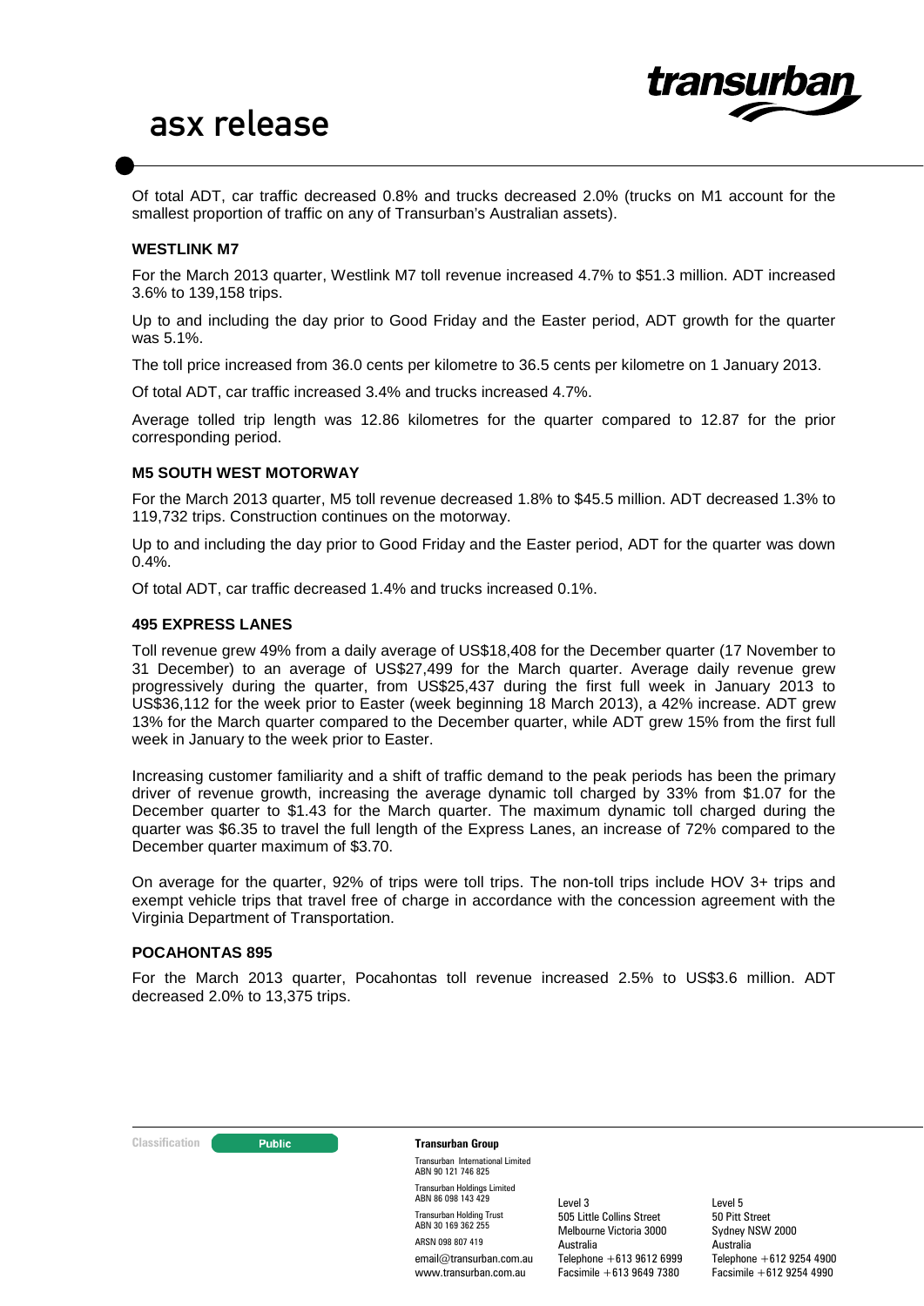Of total ADT, car traffic decreased 0.8% and trucks decreased 2.0% (trucks on M1 account for the smallest proportion of traffic on any of Transurban's Australian assets).

### WESTLINK M7

For the March 2013 quarter, Westlink M7 toll revenue increased 4.7% to $51.3 million. ADT increased 3.6% to 139,158 trips.

Up to and including the day prior to Good Friday and the Easter period, ADT growth for the quarter was 5.1%.

The toll price increased from 36.0 cents per kilometre to 36.5 cents per kilometre on 1 January 2013.

Of total ADT, car traffic increased 3.4% and trucks increased 4.7%.

Average tolled trip length was 12.86 kilometres for the quarter compared to 12.87 for the prior corresponding period.

### M5 SOUTH WEST MOTORWAY

For the March 2013 quarter, M5 toll revenue decreased 1.8% to $45.5 million. ADT decreased 1.3% to 119,732 trips. Construction continues on the motorway.

Up to and including the day prior to Good Friday and the Easter period, ADT for the quarter was down 0.4%.

Of total ADT, car traffic decreased 1.4% and trucks increased 0.1%.

### 495 EXPRESS LANES

Toll revenue grew 49% from a daily average of US$18,408 for the December quarter (17 November to 31 December) to an average of US$27,499 for the March quarter. Average daily revenue grew progressively during the quarter, from US$25,437 during the first full week in January 2013 to US$36,112 for the week prior to Easter (week beginning 18 March 2013), a 42% increase. ADT grew 13% for the March quarter compared to the December quarter, while ADT grew 15% from the first full week in January to the week prior to Easter.

Increasing customer familiarity and a shift of traffic demand to the peak periods has been the primary driver of revenue growth, increasing the average dynamic toll charged by 33% from $1.07 for the December quarter to $1.43 for the March quarter. The maximum dynamic toll charged during the quarter was $6.35 to travel the full length of the Express Lanes, an increase of 72% compared to the December quarter maximum of $3.70.

On average for the quarter, 92% of trips were toll trips. The non-toll trips include HOV 3+ trips and exempt vehicle trips that travel free of charge in accordance with the concession agreement with the Virginia Department of Transportation.

### POCAHONTAS 895

For the March 2013 quarter, Pocahontas toll revenue increased 2.5% to US$3.6 million. ADT decreased 2.0% to 13,375 trips.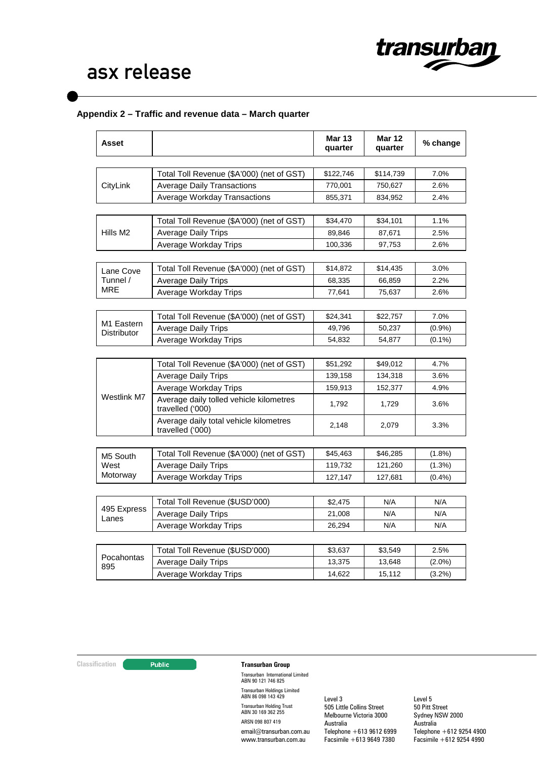### Appendix 2 – Traffic and revenue data – March quarter

| Asset | | Mar 13 quarter | Mar 12 quarter | % change |
|---|---|---|---|---|
| CityLink | Total Toll Revenue ($A'000) (net of GST) | $122,746 | $114,739 | 7.0% |
| | Average Daily Transactions | 770,001 | 750,627 | 2.6% |
| | Average Workday Transactions | 855,371 | 834,952 | 2.4% |
| Hills M2 | Total Toll Revenue ($A'000) (net of GST) | $34,470 | $34,101 | 1.1% |
| | Average Daily Trips | 89,846 | 87,671 | 2.5% |
| | Average Workday Trips | 100,336 | 97,753 | 2.6% |
| Lane Cove Tunnel / MRE | Total Toll Revenue ($A'000) (net of GST) | $14,872 | $14,435 | 3.0% |
| | Average Daily Trips | 68,335 | 66,859 | 2.2% |
| | Average Workday Trips | 77,641 | 75,637 | 2.6% |
| M1 Eastern Distributor | Total Toll Revenue ($A'000) (net of GST) | $24,341 | $22,757 | 7.0% |
| | Average Daily Trips | 49,796 | 50,237 | (0.9%) |
| | Average Workday Trips | 54,832 | 54,877 | (0.1%) |
| Westlink M7 | Total Toll Revenue ($A'000) (net of GST) | $51,292 | $49,012 | 4.7% |
| | Average Daily Trips | 139,158 | 134,318 | 3.6% |
| | Average Workday Trips | 159,913 | 152,377 | 4.9% |
| | Average daily tolled vehicle kilometres travelled ('000) | 1,792 | 1,729 | 3.6% |
| | Average daily total vehicle kilometres travelled ('000) | 2,148 | 2,079 | 3.3% |
| M5 South West Motorway | Total Toll Revenue ($A'000) (net of GST) | $45,463 | $46,285 | (1.8%) |
| | Average Daily Trips | 119,732 | 121,260 | (1.3%) |
| | Average Workday Trips | 127,147 | 127,681 | (0.4%) |
| 495 Express Lanes | Total Toll Revenue ($USD'000) | $2,475 | N/A | N/A |
| | Average Daily Trips | 21,008 | N/A | N/A |
| | Average Workday Trips | 26,294 | N/A | N/A |
| Pocahontas 895 | Total Toll Revenue ($USD'000) | $3,637 | $3,549 | 2.5% |
| | Average Daily Trips | 13,375 | 13,648 | (2.0%) |
| | Average Workday Trips | 14,622 | 15,112 | (3.2%) |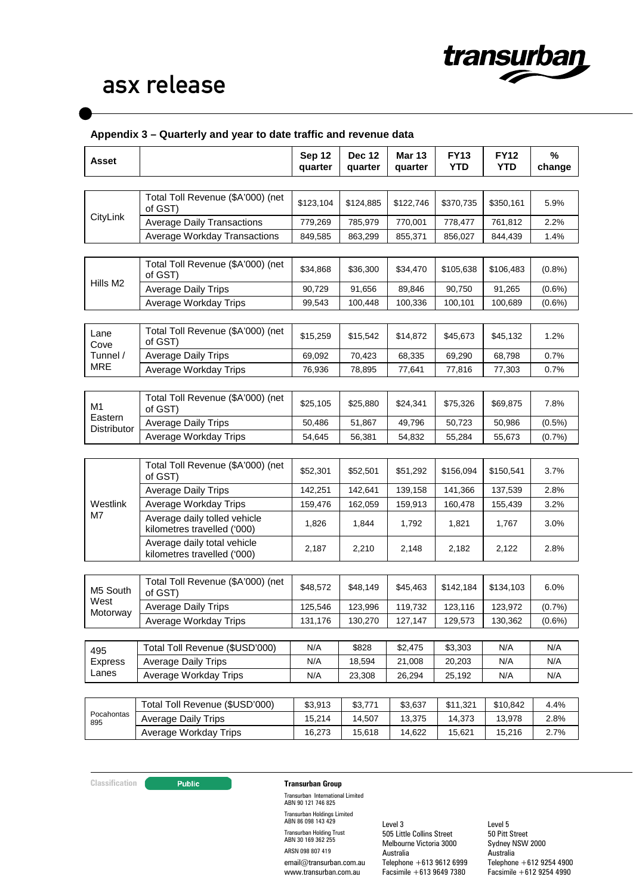## asx release

### Appendix 3 – Quarterly and year to date traffic and revenue data

| Asset | | Sep 12 quarter | Dec 12 quarter | Mar 13 quarter | FY13 YTD | FY12 YTD | % change |
|---|---|---|---|---|---|---|---|
| CityLink | Total Toll Revenue ($A'000) (net of GST) | $123,104 | $124,885 | $122,746 | $370,735 | $350,161 | 5.9% |
| | Average Daily Transactions | 779,269 | 785,979 | 770,001 | 778,477 | 761,812 | 2.2% |
| | Average Workday Transactions | 849,585 | 863,299 | 855,371 | 856,027 | 844,439 | 1.4% |
| Hills M2 | Total Toll Revenue ($A'000) (net of GST) | $34,868 | $36,300 | $34,470 | $105,638 | $106,483 | (0.8%) |
| | Average Daily Trips | 90,729 | 91,656 | 89,846 | 90,750 | 91,265 | (0.6%) |
| | Average Workday Trips | 99,543 | 100,448 | 100,336 | 100,101 | 100,689 | (0.6%) |
| Lane Cove Tunnel / MRE | Total Toll Revenue ($A'000) (net of GST) | $15,259 | $15,542 | $14,872 | $45,673 | $45,132 | 1.2% |
| | Average Daily Trips | 69,092 | 70,423 | 68,335 | 69,290 | 68,798 | 0.7% |
| | Average Workday Trips | 76,936 | 78,895 | 77,641 | 77,816 | 77,303 | 0.7% |
| M1 Eastern Distributor | Total Toll Revenue ($A'000) (net of GST) | $25,105 | $25,880 | $24,341 | $75,326 | $69,875 | 7.8% |
| | Average Daily Trips | 50,486 | 51,867 | 49,796 | 50,723 | 50,986 | (0.5%) |
| | Average Workday Trips | 54,645 | 56,381 | 54,832 | 55,284 | 55,673 | (0.7%) |
| Westlink M7 | Total Toll Revenue ($A'000) (net of GST) | $52,301 | $52,501 | $51,292 | $156,094 | $150,541 | 3.7% |
| | Average Daily Trips | 142,251 | 142,641 | 139,158 | 141,366 | 137,539 | 2.8% |
| | Average Workday Trips | 159,476 | 162,059 | 159,913 | 160,478 | 155,439 | 3.2% |
| | Average daily tolled vehicle kilometres travelled ('000) | 1,826 | 1,844 | 1,792 | 1,821 | 1,767 | 3.0% |
| | Average daily total vehicle kilometres travelled ('000) | 2,187 | 2,210 | 2,148 | 2,182 | 2,122 | 2.8% |
| M5 South West Motorway | Total Toll Revenue ($A'000) (net of GST) | $48,572 | $48,149 | $45,463 | $142,184 | $134,103 | 6.0% |
| | Average Daily Trips | 125,546 | 123,996 | 119,732 | 123,116 | 123,972 | (0.7%) |
| | Average Workday Trips | 131,176 | 130,270 | 127,147 | 129,573 | 130,362 | (0.6%) |
| 495 Express Lanes | Total Toll Revenue ($USD'000) | N/A | $828 | $2,475 | $3,303 | N/A | N/A |
| | Average Daily Trips | N/A | 18,594 | 21,008 | 20,203 | N/A | N/A |
| | Average Workday Trips | N/A | 23,308 | 26,294 | 25,192 | N/A | N/A |
| Pocahontas 895 | Total Toll Revenue ($USD'000) | $3,913 | $3,771 | $3,637 | $11,321 | $10,842 | 4.4% |
| | Average Daily Trips | 15,214 | 14,507 | 13,375 | 14,373 | 13,978 | 2.8% |
| | Average Workday Trips | 16,273 | 15,618 | 14,622 | 15,621 | 15,216 | 2.7% |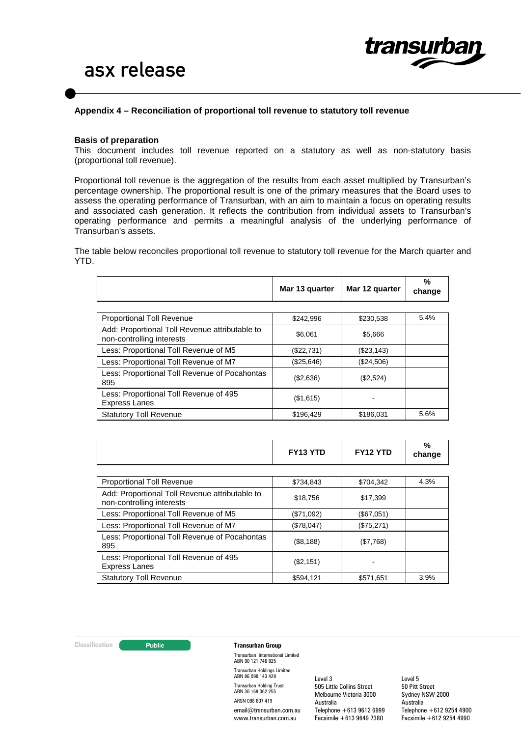# asx release

### Appendix 4 – Reconciliation of proportional toll revenue to statutory toll revenue

**Basis of preparation**

This document includes toll revenue reported on a statutory as well as non-statutory basis (proportional toll revenue).

Proportional toll revenue is the aggregation of the results from each asset multiplied by Transurban's percentage ownership. The proportional result is one of the primary measures that the Board uses to assess the operating performance of Transurban, with an aim to maintain a focus on operating results and associated cash generation. It reflects the contribution from individual assets to Transurban's operating performance and permits a meaningful analysis of the underlying performance of Transurban's assets.

The table below reconciles proportional toll revenue to statutory toll revenue for the March quarter and YTD.

| | Mar 13 quarter | Mar 12 quarter | % change |
|---|---|---|---|
| Proportional Toll Revenue | $242,996 | $230,538 | 5.4% |
| Add: Proportional Toll Revenue attributable to non-controlling interests | $6,061 | $5,666 | |
| Less: Proportional Toll Revenue of M5 | ($22,731) | ($23,143) | |
| Less: Proportional Toll Revenue of M7 | ($25,646) | ($24,506) | |
| Less: Proportional Toll Revenue of Pocahontas 895 | ($2,636) | ($2,524) | |
| Less: Proportional Toll Revenue of 495 Express Lanes | ($1,615) | - | |
| Statutory Toll Revenue | $196,429 | $186,031 | 5.6% |

| | FY13 YTD | FY12 YTD | % change |
|---|---|---|---|
| Proportional Toll Revenue | $734,843 | $704,342 | 4.3% |
| Add: Proportional Toll Revenue attributable to non-controlling interests | $18,756 | $17,399 | |
| Less: Proportional Toll Revenue of M5 | ($71,092) | ($67,051) | |
| Less: Proportional Toll Revenue of M7 | ($78,047) | ($75,271) | |
| Less: Proportional Toll Revenue of Pocahontas 895 | ($8,188) | ($7,768) | |
| Less: Proportional Toll Revenue of 495 Express Lanes | ($2,151) | - | |
| Statutory Toll Revenue | $594,121 | $571,651 | 3.9% |